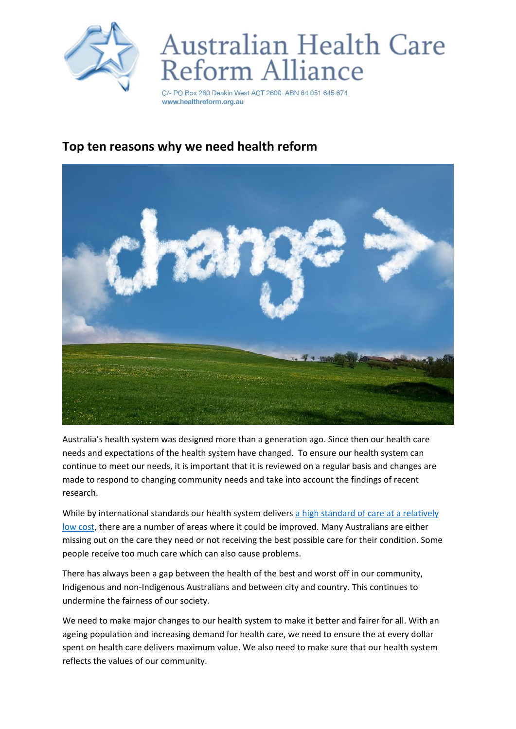# Australian Health Care Reform Alliance

C/- PO Box 280 Deakin West ACT 2600 ABN 64 051 645 674
www.healthreform.org.au

## Top ten reasons why we need health reform

Australia's health system was designed more than a generation ago. Since then our health care needs and expectations of the health system have changed. To ensure our health system can continue to meet our needs, it is important that it is reviewed on a regular basis and changes are made to respond to changing community needs and take into account the findings of recent research.

While by international standards our health system delivers [a high standard of care at a relatively low cost](), there are a number of areas where it could be improved. Many Australians are either missing out on the care they need or not receiving the best possible care for their condition. Some people receive too much care which can also cause problems.

There has always been a gap between the health of the best and worst off in our community, Indigenous and non-Indigenous Australians and between city and country. This continues to undermine the fairness of our society.

We need to make major changes to our health system to make it better and fairer for all. With an ageing population and increasing demand for health care, we need to ensure the at every dollar spent on health care delivers maximum value. We also need to make sure that our health system reflects the values of our community.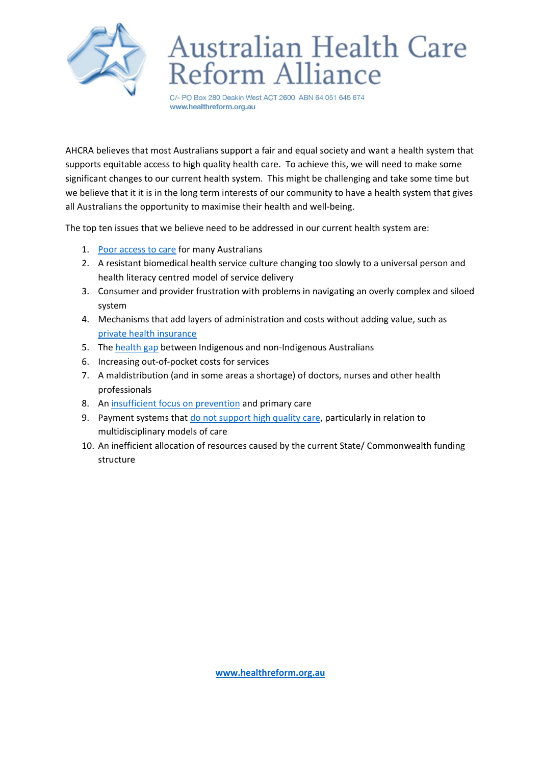# Australian Health Care Reform Alliance

C/- PO Box 280 Deakin West ACT 2600 ABN 64 051 645 674
www.healthreform.org.au

AHCRA believes that most Australians support a fair and equal society and want a health system that supports equitable access to high quality health care. To achieve this, we will need to make some significant changes to our current health system. This might be challenging and take some time but we believe that it it is in the long term interests of our community to have a health system that gives all Australians the opportunity to maximise their health and well-being.

The top ten issues that we believe need to be addressed in our current health system are:

1. Poor access to care for many Australians
2. A resistant biomedical health service culture changing too slowly to a universal person and health literacy centred model of service delivery
3. Consumer and provider frustration with problems in navigating an overly complex and siloed system
4. Mechanisms that add layers of administration and costs without adding value, such as private health insurance
5. The health gap between Indigenous and non-Indigenous Australians
6. Increasing out-of-pocket costs for services
7. A maldistribution (and in some areas a shortage) of doctors, nurses and other health professionals
8. An insufficient focus on prevention and primary care
9. Payment systems that do not support high quality care, particularly in relation to multidisciplinary models of care
10. An inefficient allocation of resources caused by the current State/ Commonwealth funding structure